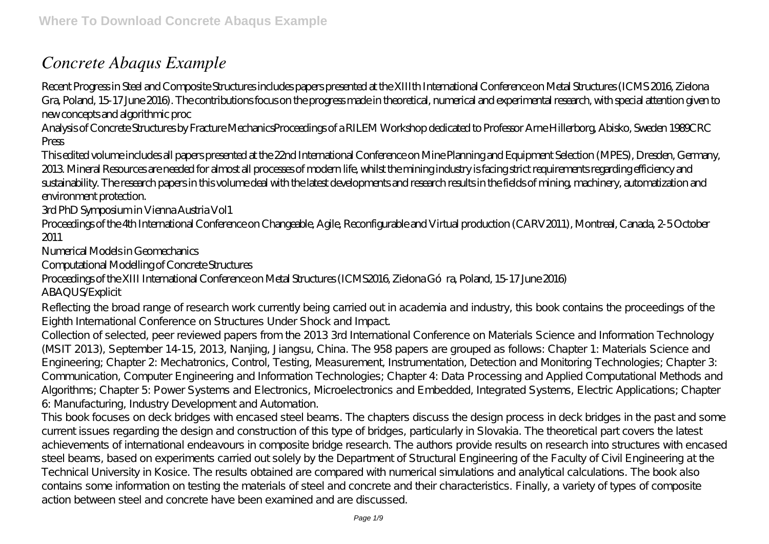# *Concrete Abaqus Example*

Recent Progress in Steel and Composite Structures includes papers presented at the XIIIth International Conference on Metal Structures (ICMS 2016, Zielona Gra, Poland, 15-17 June 2016). The contributions focus on the progress made in theoretical, numerical and experimental research, with special attention given to new concepts and algorithmic proc

Analysis of Concrete Structures by Fracture MechanicsProceedings of a RILEM Workshop dedicated to Professor Arne Hillerborg, Abisko, Sweden 1989CRC Press

This edited volume includes all papers presented at the 22nd International Conference on Mine Planning and Equipment Selection (MPES), Dresden, Germany, 2013. Mineral Resources are needed for almost all processes of modern life, whilst the mining industry is facing strict requirements regarding efficiency and sustainability. The research papers in this volume deal with the latest developments and research results in the fields of mining, machinery, automatization and environment protection.

3rd PhD Symposium in Vienna Austria Vol1

Proceedings of the 4th International Conference on Changeable, Agile, Reconfigurable and Virtual production (CARV2011), Montreal, Canada, 2-5 October 2011

Numerical Models in Geomechanics

Computational Modelling of Concrete Structures

Proceedings of the XIII International Conference on Metal Structures (ICMS2016, Zielona Góra, Poland, 15-17 June 2016)

ABAQUS/Explicit

Reflecting the broad range of research work currently being carried out in academia and industry, this book contains the proceedings of the Eighth International Conference on Structures Under Shock and Impact.

Collection of selected, peer reviewed papers from the 2013 3rd International Conference on Materials Science and Information Technology (MSIT 2013), September 14-15, 2013, Nanjing, Jiangsu, China. The 958 papers are grouped as follows: Chapter 1: Materials Science and Engineering; Chapter 2: Mechatronics, Control, Testing, Measurement, Instrumentation, Detection and Monitoring Technologies; Chapter 3: Communication, Computer Engineering and Information Technologies; Chapter 4: Data Processing and Applied Computational Methods and Algorithms; Chapter 5: Power Systems and Electronics, Microelectronics and Embedded, Integrated Systems, Electric Applications; Chapter 6: Manufacturing, Industry Development and Automation.

This book focuses on deck bridges with encased steel beams. The chapters discuss the design process in deck bridges in the past and some current issues regarding the design and construction of this type of bridges, particularly in Slovakia. The theoretical part covers the latest achievements of international endeavours in composite bridge research. The authors provide results on research into structures with encased steel beams, based on experiments carried out solely by the Department of Structural Engineering of the Faculty of Civil Engineering at the Technical University in Kosice. The results obtained are compared with numerical simulations and analytical calculations. The book also contains some information on testing the materials of steel and concrete and their characteristics. Finally, a variety of types of composite action between steel and concrete have been examined and are discussed.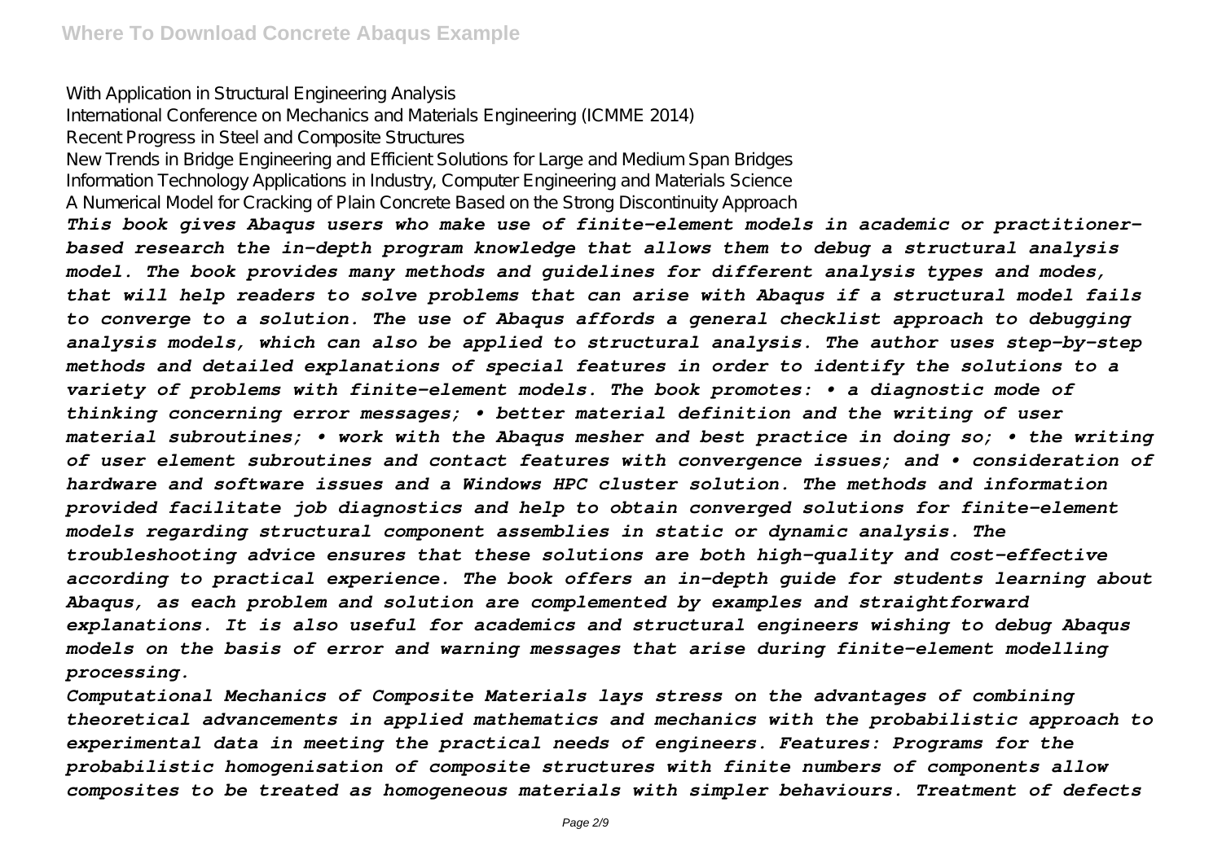With Application in Structural Engineering Analysis
International Conference on Mechanics and Materials Engineering (ICMME 2014)
Recent Progress in Steel and Composite Structures
New Trends in Bridge Engineering and Efficient Solutions for Large and Medium Span Bridges
Information Technology Applications in Industry, Computer Engineering and Materials Science
A Numerical Model for Cracking of Plain Concrete Based on the Strong Discontinuity Approach

***This book gives Abaqus users who make use of finite-element models in academic or practitioner-based research the in-depth program knowledge that allows them to debug a structural analysis model. The book provides many methods and guidelines for different analysis types and modes, that will help readers to solve problems that can arise with Abaqus if a structural model fails to converge to a solution. The use of Abaqus affords a general checklist approach to debugging analysis models, which can also be applied to structural analysis. The author uses step-by-step methods and detailed explanations of special features in order to identify the solutions to a variety of problems with finite-element models. The book promotes: • a diagnostic mode of thinking concerning error messages; • better material definition and the writing of user material subroutines; • work with the Abaqus mesher and best practice in doing so; • the writing of user element subroutines and contact features with convergence issues; and • consideration of hardware and software issues and a Windows HPC cluster solution. The methods and information provided facilitate job diagnostics and help to obtain converged solutions for finite-element models regarding structural component assemblies in static or dynamic analysis. The troubleshooting advice ensures that these solutions are both high-quality and cost-effective according to practical experience. The book offers an in-depth guide for students learning about Abaqus, as each problem and solution are complemented by examples and straightforward explanations. It is also useful for academics and structural engineers wishing to debug Abaqus models on the basis of error and warning messages that arise during finite-element modelling processing.***

***Computational Mechanics of Composite Materials lays stress on the advantages of combining theoretical advancements in applied mathematics and mechanics with the probabilistic approach to experimental data in meeting the practical needs of engineers. Features: Programs for the probabilistic homogenisation of composite structures with finite numbers of components allow composites to be treated as homogeneous materials with simpler behaviours. Treatment of defects***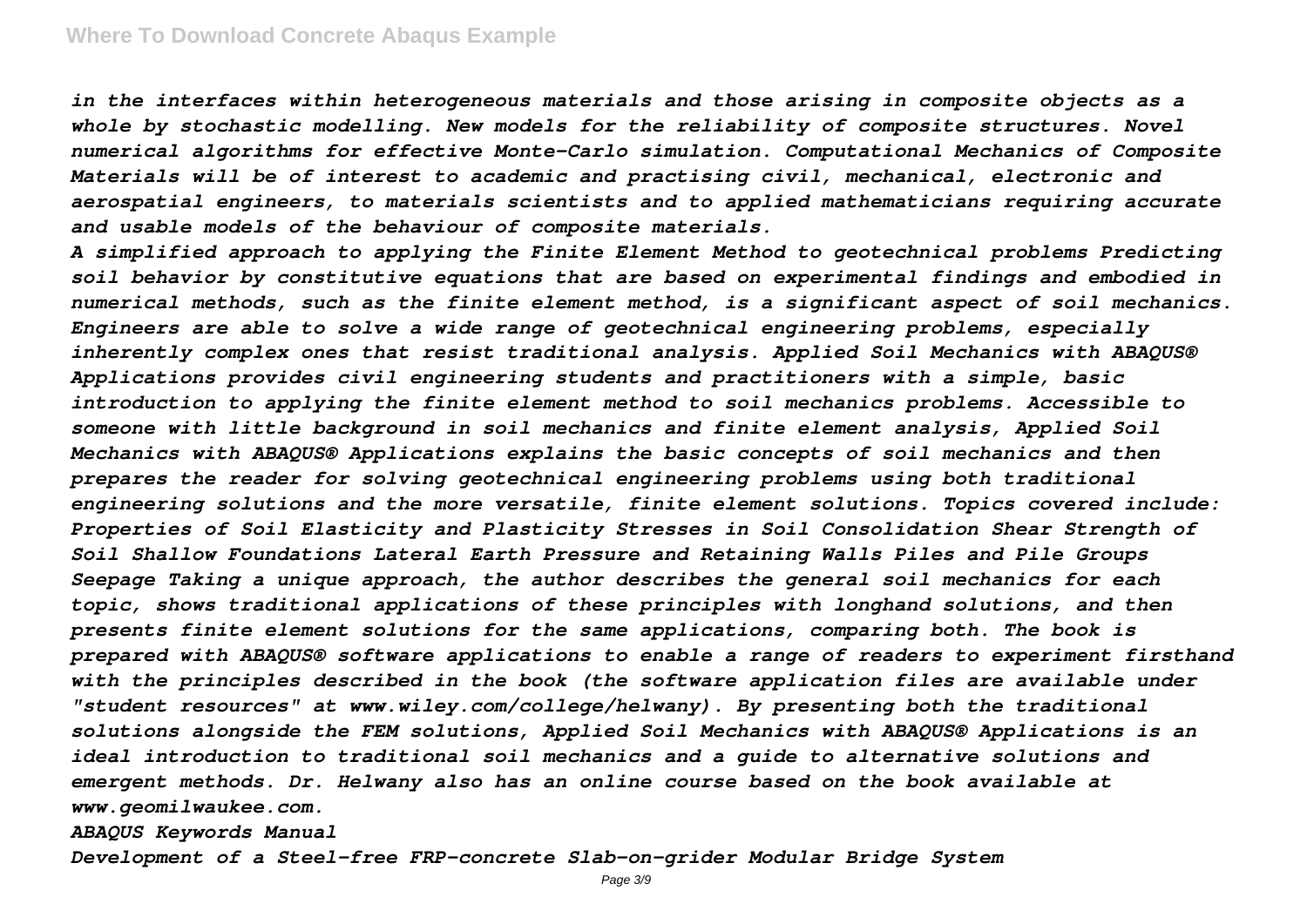*in the interfaces within heterogeneous materials and those arising in composite objects as a whole by stochastic modelling. New models for the reliability of composite structures. Novel numerical algorithms for effective Monte-Carlo simulation. Computational Mechanics of Composite Materials will be of interest to academic and practising civil, mechanical, electronic and aerospatial engineers, to materials scientists and to applied mathematicians requiring accurate and usable models of the behaviour of composite materials.*

*A simplified approach to applying the Finite Element Method to geotechnical problems Predicting soil behavior by constitutive equations that are based on experimental findings and embodied in numerical methods, such as the finite element method, is a significant aspect of soil mechanics. Engineers are able to solve a wide range of geotechnical engineering problems, especially inherently complex ones that resist traditional analysis. Applied Soil Mechanics with ABAQUS® Applications provides civil engineering students and practitioners with a simple, basic introduction to applying the finite element method to soil mechanics problems. Accessible to someone with little background in soil mechanics and finite element analysis, Applied Soil Mechanics with ABAQUS® Applications explains the basic concepts of soil mechanics and then prepares the reader for solving geotechnical engineering problems using both traditional engineering solutions and the more versatile, finite element solutions. Topics covered include: Properties of Soil Elasticity and Plasticity Stresses in Soil Consolidation Shear Strength of Soil Shallow Foundations Lateral Earth Pressure and Retaining Walls Piles and Pile Groups Seepage Taking a unique approach, the author describes the general soil mechanics for each topic, shows traditional applications of these principles with longhand solutions, and then presents finite element solutions for the same applications, comparing both. The book is prepared with ABAQUS® software applications to enable a range of readers to experiment firsthand with the principles described in the book (the software application files are available under "student resources" at www.wiley.com/college/helwany). By presenting both the traditional solutions alongside the FEM solutions, Applied Soil Mechanics with ABAQUS® Applications is an ideal introduction to traditional soil mechanics and a guide to alternative solutions and emergent methods. Dr. Helwany also has an online course based on the book available at www.geomilwaukee.com.*

*ABAQUS Keywords Manual*

*Development of a Steel-free FRP-concrete Slab-on-grider Modular Bridge System*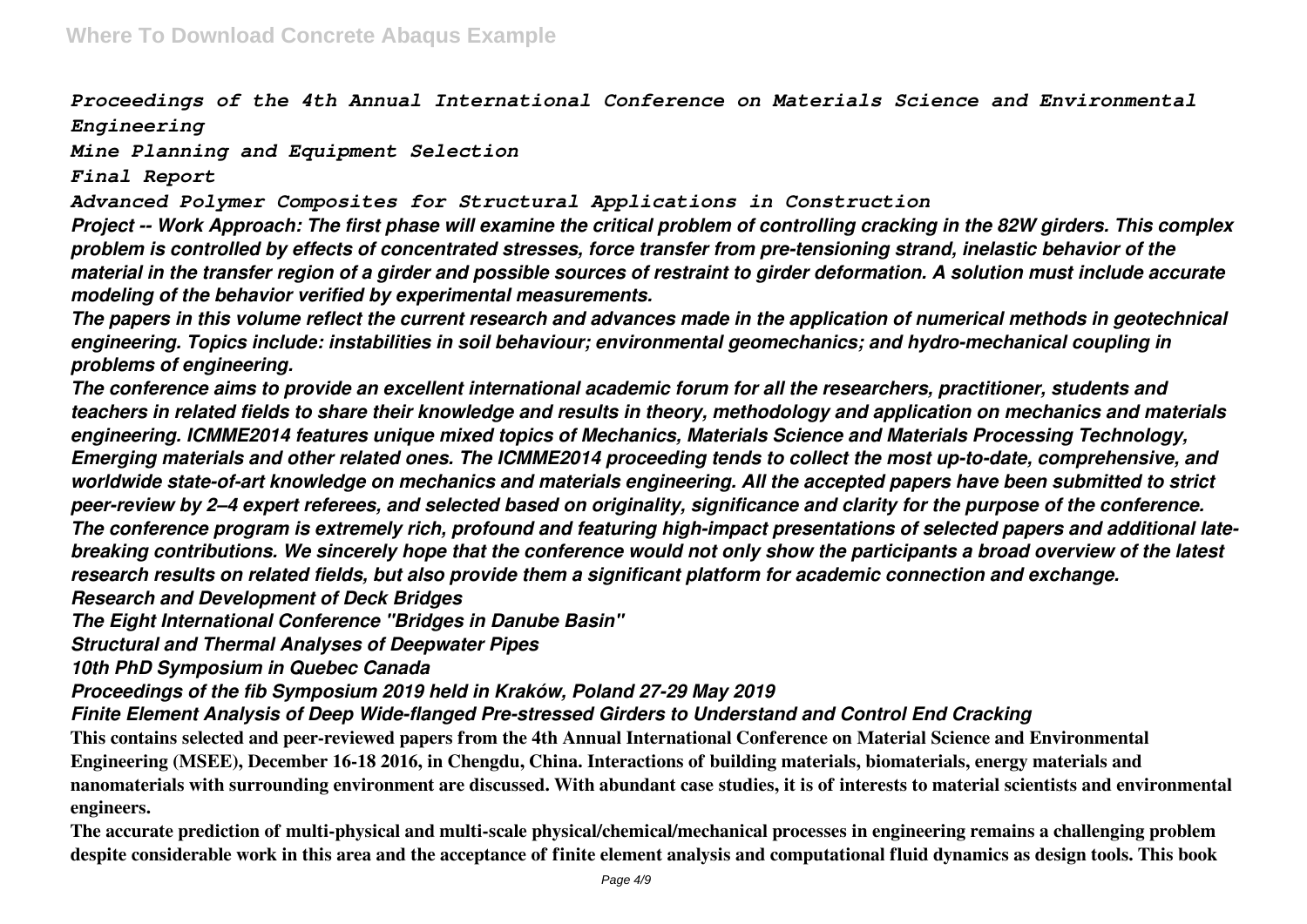*Proceedings of the 4th Annual International Conference on Materials Science and Environmental Engineering*

*Mine Planning and Equipment Selection*

*Final Report*

*Advanced Polymer Composites for Structural Applications in Construction*

***Project -- Work Approach: The first phase will examine the critical problem of controlling cracking in the 82W girders. This complex problem is controlled by effects of concentrated stresses, force transfer from pre-tensioning strand, inelastic behavior of the material in the transfer region of a girder and possible sources of restraint to girder deformation. A solution must include accurate modeling of the behavior verified by experimental measurements.***

***The papers in this volume reflect the current research and advances made in the application of numerical methods in geotechnical engineering. Topics include: instabilities in soil behaviour; environmental geomechanics; and hydro-mechanical coupling in problems of engineering.***

***The conference aims to provide an excellent international academic forum for all the researchers, practitioner, students and teachers in related fields to share their knowledge and results in theory, methodology and application on mechanics and materials engineering. ICMME2014 features unique mixed topics of Mechanics, Materials Science and Materials Processing Technology, Emerging materials and other related ones. The ICMME2014 proceeding tends to collect the most up-to-date, comprehensive, and worldwide state-of-art knowledge on mechanics and materials engineering. All the accepted papers have been submitted to strict peer-review by 2–4 expert referees, and selected based on originality, significance and clarity for the purpose of the conference. The conference program is extremely rich, profound and featuring high-impact presentations of selected papers and additional late-breaking contributions. We sincerely hope that the conference would not only show the participants a broad overview of the latest research results on related fields, but also provide them a significant platform for academic connection and exchange.***

***Research and Development of Deck Bridges***

***The Eight International Conference "Bridges in Danube Basin"***

***Structural and Thermal Analyses of Deepwater Pipes***

***10th PhD Symposium in Quebec Canada***

***Proceedings of the fib Symposium 2019 held in Kraków, Poland 27-29 May 2019***

***Finite Element Analysis of Deep Wide-flanged Pre-stressed Girders to Understand and Control End Cracking***

**This contains selected and peer-reviewed papers from the 4th Annual International Conference on Material Science and Environmental Engineering (MSEE), December 16-18 2016, in Chengdu, China. Interactions of building materials, biomaterials, energy materials and nanomaterials with surrounding environment are discussed. With abundant case studies, it is of interests to material scientists and environmental engineers.**

**The accurate prediction of multi-physical and multi-scale physical/chemical/mechanical processes in engineering remains a challenging problem despite considerable work in this area and the acceptance of finite element analysis and computational fluid dynamics as design tools. This book**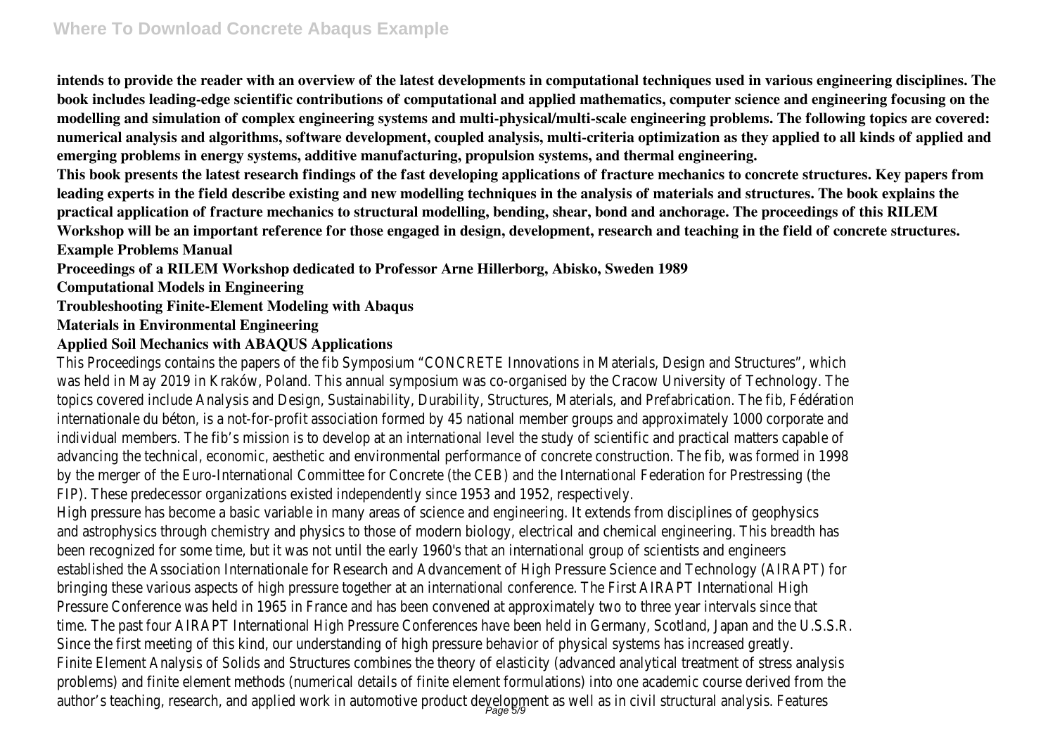**intends to provide the reader with an overview of the latest developments in computational techniques used in various engineering disciplines. The book includes leading-edge scientific contributions of computational and applied mathematics, computer science and engineering focusing on the modelling and simulation of complex engineering systems and multi-physical/multi-scale engineering problems. The following topics are covered: numerical analysis and algorithms, software development, coupled analysis, multi-criteria optimization as they applied to all kinds of applied and emerging problems in energy systems, additive manufacturing, propulsion systems, and thermal engineering.**

**This book presents the latest research findings of the fast developing applications of fracture mechanics to concrete structures. Key papers from leading experts in the field describe existing and new modelling techniques in the analysis of materials and structures. The book explains the practical application of fracture mechanics to structural modelling, bending, shear, bond and anchorage. The proceedings of this RILEM Workshop will be an important reference for those engaged in design, development, research and teaching in the field of concrete structures.**

**Example Problems Manual**

**Proceedings of a RILEM Workshop dedicated to Professor Arne Hillerborg, Abisko, Sweden 1989**

**Computational Models in Engineering**

**Troubleshooting Finite-Element Modeling with Abaqus**

**Materials in Environmental Engineering**

**Applied Soil Mechanics with ABAQUS Applications**

This Proceedings contains the papers of the fib Symposium "CONCRETE Innovations in Materials, Design and Structures", which was held in May 2019 in Kraków, Poland. This annual symposium was co-organised by the Cracow University of Technology. The topics covered include Analysis and Design, Sustainability, Durability, Structures, Materials, and Prefabrication. The fib, Fédération internationale du béton, is a not-for-profit association formed by 45 national member groups and approximately 1000 corporate and individual members. The fib's mission is to develop at an international level the study of scientific and practical matters capable of advancing the technical, economic, aesthetic and environmental performance of concrete construction. The fib, was formed in 1998 by the merger of the Euro-International Committee for Concrete (the CEB) and the International Federation for Prestressing (the FIP). These predecessor organizations existed independently since 1953 and 1952, respectively.

High pressure has become a basic variable in many areas of science and engineering. It extends from disciplines of geophysics and astrophysics through chemistry and physics to those of modern biology, electrical and chemical engineering. This breadth has been recognized for some time, but it was not until the early 1960's that an international group of scientists and engineers established the Association Internationale for Research and Advancement of High Pressure Science and Technology (AIRAPT) for bringing these various aspects of high pressure together at an international conference. The First AIRAPT International High Pressure Conference was held in 1965 in France and has been convened at approximately two to three year intervals since that time. The past four AIRAPT International High Pressure Conferences have been held in Germany, Scotland, Japan and the U.S.S.R. Since the first meeting of this kind, our understanding of high pressure behavior of physical systems has increased greatly.

Finite Element Analysis of Solids and Structures combines the theory of elasticity (advanced analytical treatment of stress analysis problems) and finite element methods (numerical details of finite element formulations) into one academic course derived from the author's teaching, research, and applied work in automotive product development as well as in civil structural analysis. Features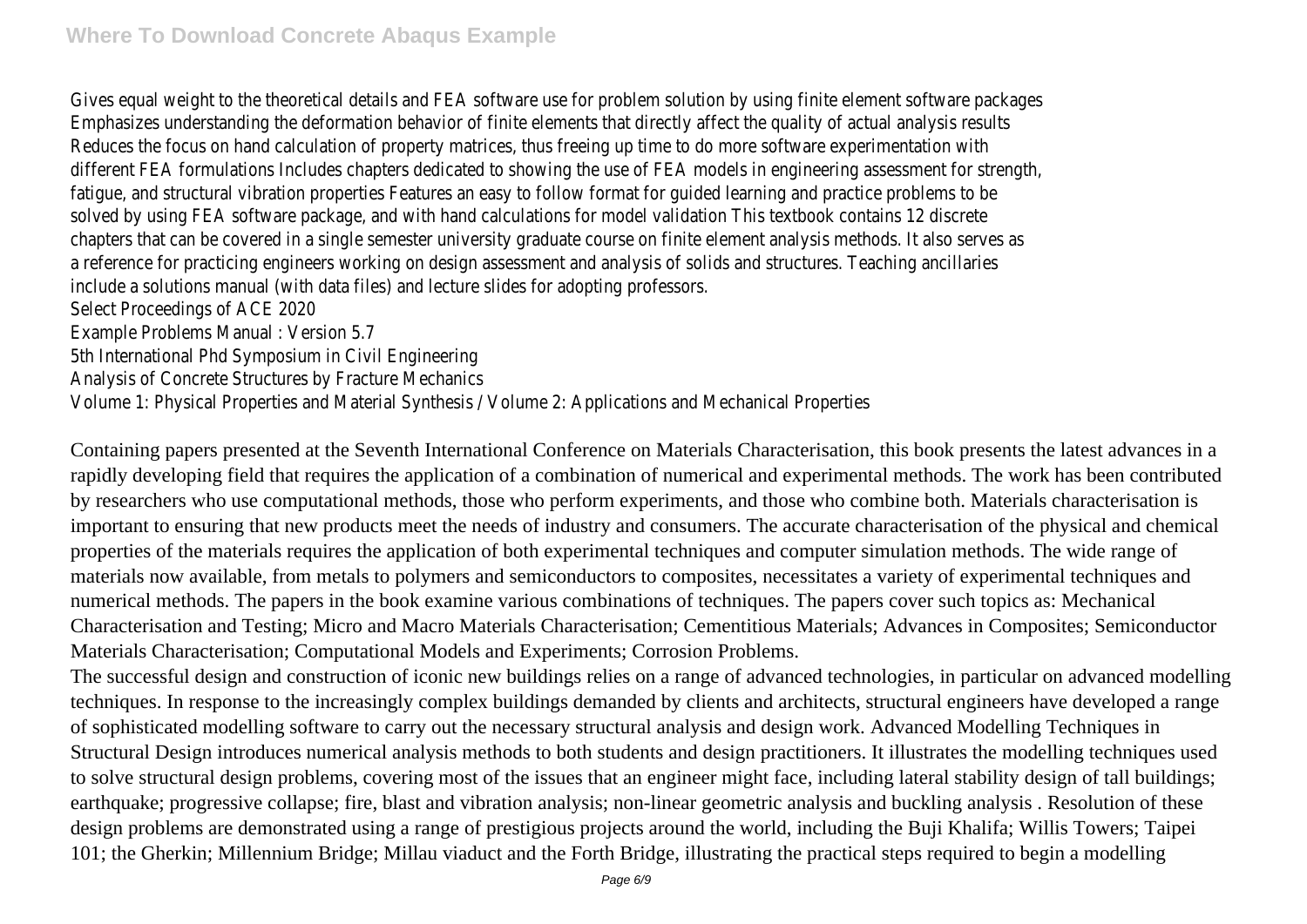Gives equal weight to the theoretical details and FEA software use for problem solution by using finite element software packages Emphasizes understanding the deformation behavior of finite elements that directly affect the quality of actual analysis results Reduces the focus on hand calculation of property matrices, thus freeing up time to do more software experimentation with different FEA formulations Includes chapters dedicated to showing the use of FEA models in engineering assessment for strength, fatigue, and structural vibration properties Features an easy to follow format for guided learning and practice problems to be solved by using FEA software package, and with hand calculations for model validation This textbook contains 12 discrete chapters that can be covered in a single semester university graduate course on finite element analysis methods. It also serves as a reference for practicing engineers working on design assessment and analysis of solids and structures. Teaching ancillaries include a solutions manual (with data files) and lecture slides for adopting professors.

Select Proceedings of ACE 2020

Example Problems Manual : Version 5.7

5th International Phd Symposium in Civil Engineering

Analysis of Concrete Structures by Fracture Mechanics

Volume 1: Physical Properties and Material Synthesis / Volume 2: Applications and Mechanical Properties

Containing papers presented at the Seventh International Conference on Materials Characterisation, this book presents the latest advances in a rapidly developing field that requires the application of a combination of numerical and experimental methods. The work has been contributed by researchers who use computational methods, those who perform experiments, and those who combine both. Materials characterisation is important to ensuring that new products meet the needs of industry and consumers. The accurate characterisation of the physical and chemical properties of the materials requires the application of both experimental techniques and computer simulation methods. The wide range of materials now available, from metals to polymers and semiconductors to composites, necessitates a variety of experimental techniques and numerical methods. The papers in the book examine various combinations of techniques. The papers cover such topics as: Mechanical Characterisation and Testing; Micro and Macro Materials Characterisation; Cementitious Materials; Advances in Composites; Semiconductor Materials Characterisation; Computational Models and Experiments; Corrosion Problems.

The successful design and construction of iconic new buildings relies on a range of advanced technologies, in particular on advanced modelling techniques. In response to the increasingly complex buildings demanded by clients and architects, structural engineers have developed a range of sophisticated modelling software to carry out the necessary structural analysis and design work. Advanced Modelling Techniques in Structural Design introduces numerical analysis methods to both students and design practitioners. It illustrates the modelling techniques used to solve structural design problems, covering most of the issues that an engineer might face, including lateral stability design of tall buildings; earthquake; progressive collapse; fire, blast and vibration analysis; non-linear geometric analysis and buckling analysis . Resolution of these design problems are demonstrated using a range of prestigious projects around the world, including the Buji Khalifa; Willis Towers; Taipei 101; the Gherkin; Millennium Bridge; Millau viaduct and the Forth Bridge, illustrating the practical steps required to begin a modelling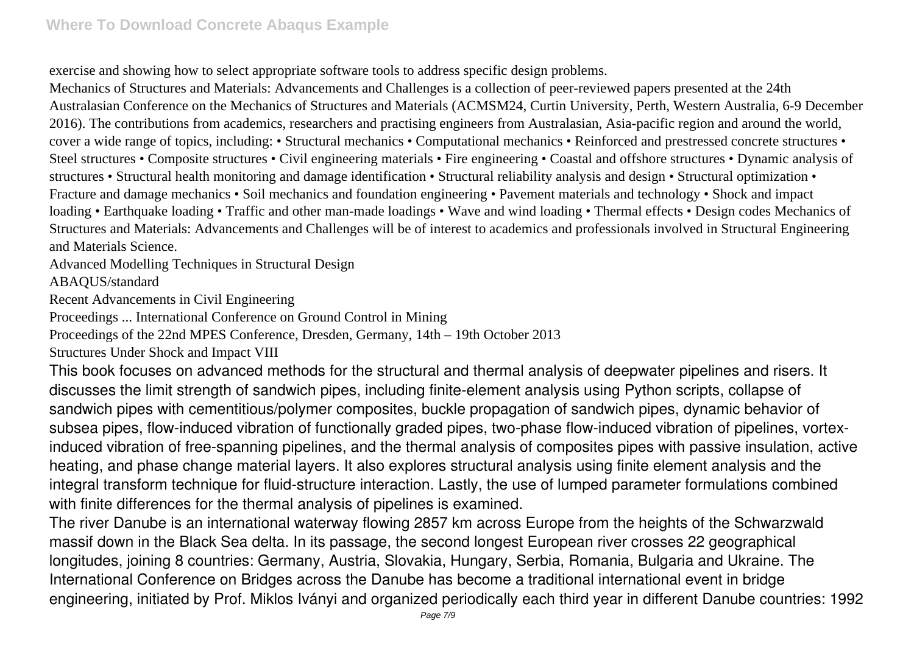exercise and showing how to select appropriate software tools to address specific design problems.

Mechanics of Structures and Materials: Advancements and Challenges is a collection of peer-reviewed papers presented at the 24th Australasian Conference on the Mechanics of Structures and Materials (ACMSM24, Curtin University, Perth, Western Australia, 6-9 December 2016). The contributions from academics, researchers and practising engineers from Australasian, Asia-pacific region and around the world, cover a wide range of topics, including: • Structural mechanics • Computational mechanics • Reinforced and prestressed concrete structures • Steel structures • Composite structures • Civil engineering materials • Fire engineering • Coastal and offshore structures • Dynamic analysis of structures • Structural health monitoring and damage identification • Structural reliability analysis and design • Structural optimization • Fracture and damage mechanics • Soil mechanics and foundation engineering • Pavement materials and technology • Shock and impact loading • Earthquake loading • Traffic and other man-made loadings • Wave and wind loading • Thermal effects • Design codes Mechanics of Structures and Materials: Advancements and Challenges will be of interest to academics and professionals involved in Structural Engineering and Materials Science.

Advanced Modelling Techniques in Structural Design

ABAQUS/standard

Recent Advancements in Civil Engineering

Proceedings ... International Conference on Ground Control in Mining

Proceedings of the 22nd MPES Conference, Dresden, Germany, 14th – 19th October 2013

Structures Under Shock and Impact VIII

This book focuses on advanced methods for the structural and thermal analysis of deepwater pipelines and risers. It discusses the limit strength of sandwich pipes, including finite-element analysis using Python scripts, collapse of sandwich pipes with cementitious/polymer composites, buckle propagation of sandwich pipes, dynamic behavior of subsea pipes, flow-induced vibration of functionally graded pipes, two-phase flow-induced vibration of pipelines, vortex-induced vibration of free-spanning pipelines, and the thermal analysis of composites pipes with passive insulation, active heating, and phase change material layers. It also explores structural analysis using finite element analysis and the integral transform technique for fluid-structure interaction. Lastly, the use of lumped parameter formulations combined with finite differences for the thermal analysis of pipelines is examined.

The river Danube is an international waterway flowing 2857 km across Europe from the heights of the Schwarzwald massif down in the Black Sea delta. In its passage, the second longest European river crosses 22 geographical longitudes, joining 8 countries: Germany, Austria, Slovakia, Hungary, Serbia, Romania, Bulgaria and Ukraine. The International Conference on Bridges across the Danube has become a traditional international event in bridge engineering, initiated by Prof. Miklos Iványi and organized periodically each third year in different Danube countries: 1992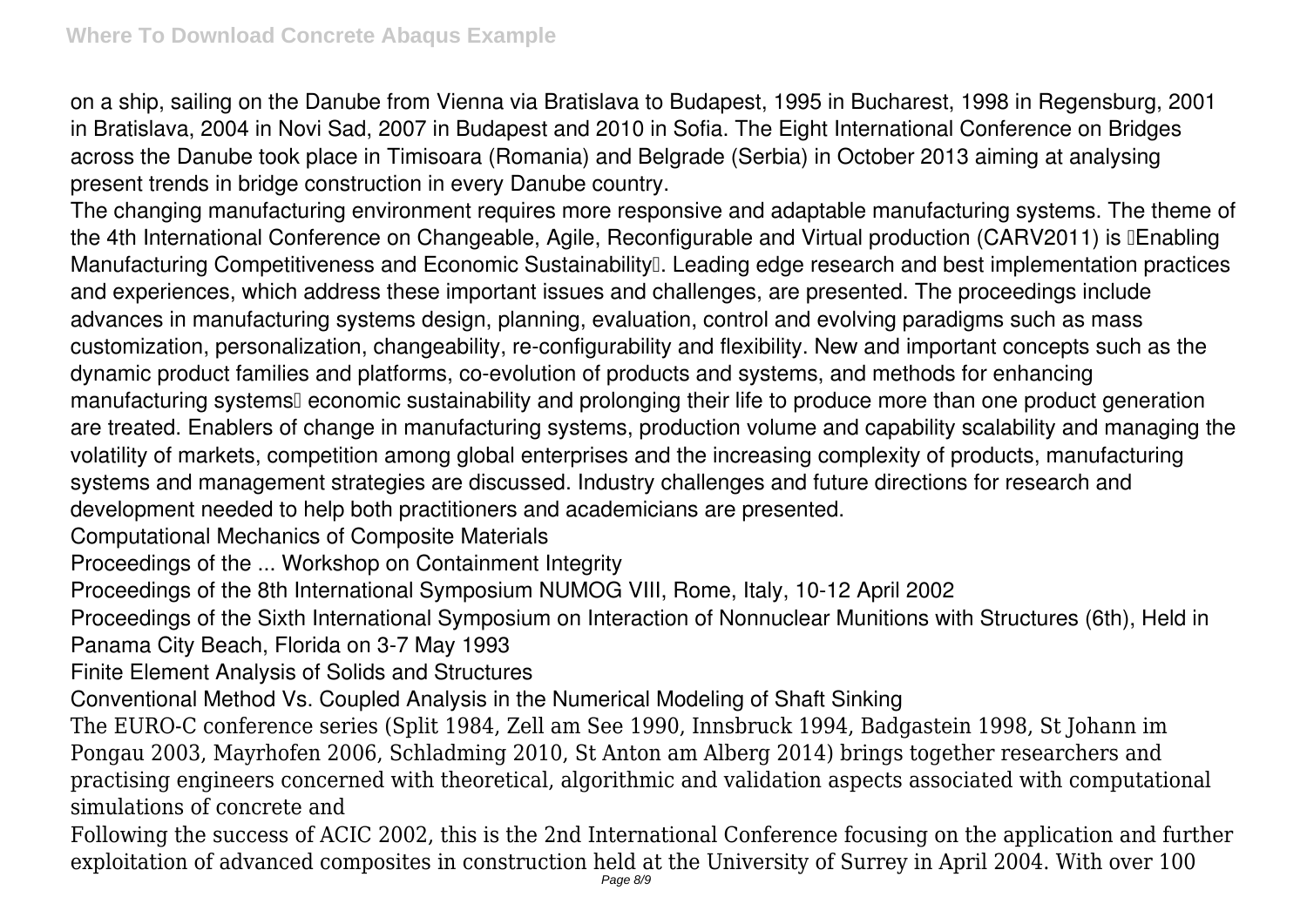on a ship, sailing on the Danube from Vienna via Bratislava to Budapest, 1995 in Bucharest, 1998 in Regensburg, 2001 in Bratislava, 2004 in Novi Sad, 2007 in Budapest and 2010 in Sofia. The Eight International Conference on Bridges across the Danube took place in Timisoara (Romania) and Belgrade (Serbia) in October 2013 aiming at analysing present trends in bridge construction in every Danube country.

The changing manufacturing environment requires more responsive and adaptable manufacturing systems. The theme of the 4th International Conference on Changeable, Agile, Reconfigurable and Virtual production (CARV2011) is "Enabling Manufacturing Competitiveness and Economic Sustainability". Leading edge research and best implementation practices and experiences, which address these important issues and challenges, are presented. The proceedings include advances in manufacturing systems design, planning, evaluation, control and evolving paradigms such as mass customization, personalization, changeability, re-configurability and flexibility. New and important concepts such as the dynamic product families and platforms, co-evolution of products and systems, and methods for enhancing manufacturing systems' economic sustainability and prolonging their life to produce more than one product generation are treated. Enablers of change in manufacturing systems, production volume and capability scalability and managing the volatility of markets, competition among global enterprises and the increasing complexity of products, manufacturing systems and management strategies are discussed. Industry challenges and future directions for research and development needed to help both practitioners and academicians are presented.

Computational Mechanics of Composite Materials

Proceedings of the ... Workshop on Containment Integrity

Proceedings of the 8th International Symposium NUMOG VIII, Rome, Italy, 10-12 April 2002

Proceedings of the Sixth International Symposium on Interaction of Nonnuclear Munitions with Structures (6th), Held in Panama City Beach, Florida on 3-7 May 1993

Finite Element Analysis of Solids and Structures

Conventional Method Vs. Coupled Analysis in the Numerical Modeling of Shaft Sinking

The EURO-C conference series (Split 1984, Zell am See 1990, Innsbruck 1994, Badgastein 1998, St Johann im Pongau 2003, Mayrhofen 2006, Schladming 2010, St Anton am Alberg 2014) brings together researchers and practising engineers concerned with theoretical, algorithmic and validation aspects associated with computational simulations of concrete and

Following the success of ACIC 2002, this is the 2nd International Conference focusing on the application and further exploitation of advanced composites in construction held at the University of Surrey in April 2004. With over 100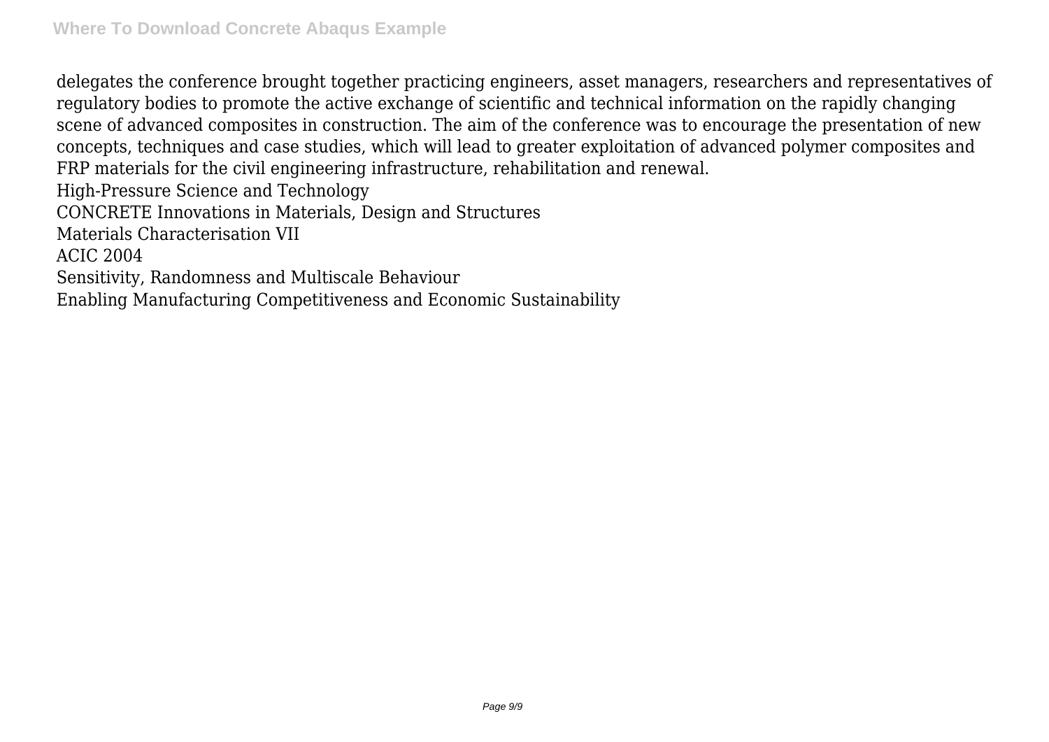delegates the conference brought together practicing engineers, asset managers, researchers and representatives of regulatory bodies to promote the active exchange of scientific and technical information on the rapidly changing scene of advanced composites in construction. The aim of the conference was to encourage the presentation of new concepts, techniques and case studies, which will lead to greater exploitation of advanced polymer composites and FRP materials for the civil engineering infrastructure, rehabilitation and renewal.

High-Pressure Science and Technology

CONCRETE Innovations in Materials, Design and Structures

Materials Characterisation VII

ACIC 2004

Sensitivity, Randomness and Multiscale Behaviour

Enabling Manufacturing Competitiveness and Economic Sustainability